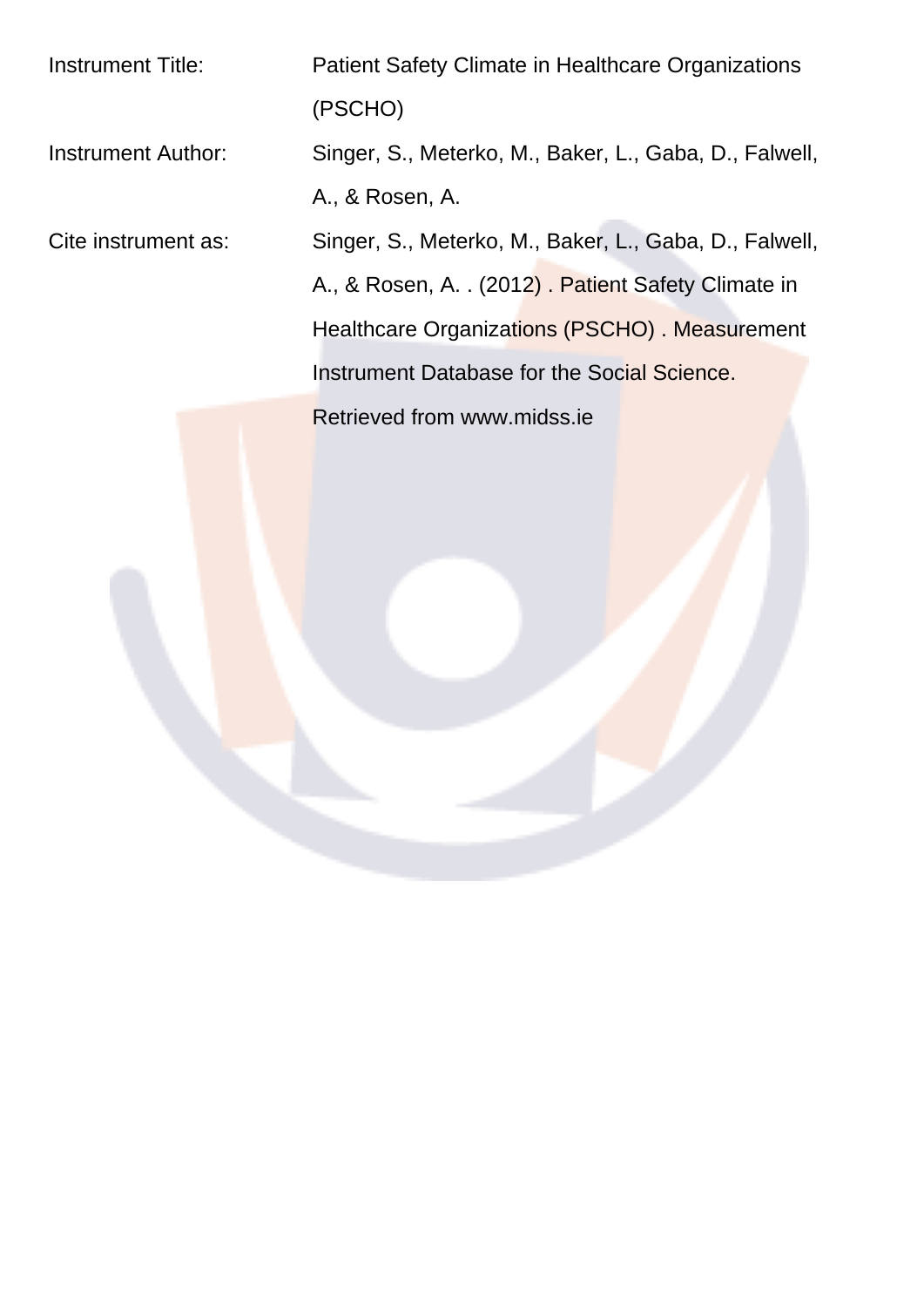| | |
|---|---|
| Instrument Title: | Patient Safety Climate in Healthcare Organizations (PSCHO) |
| Instrument Author: | Singer, S., Meterko, M., Baker, L., Gaba, D., Falwell, A., & Rosen, A. |
| Cite instrument as: | Singer, S., Meterko, M., Baker, L., Gaba, D., Falwell, A., & Rosen, A. . (2012) . Patient Safety Climate in Healthcare Organizations (PSCHO) . Measurement Instrument Database for the Social Science. Retrieved from www.midss.ie |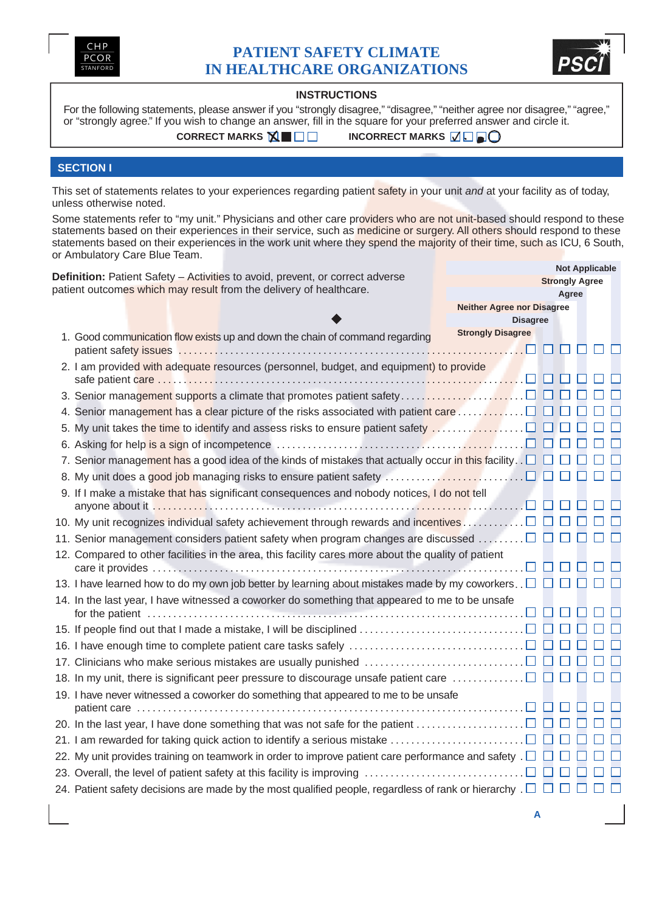# PATIENT SAFETY CLIMATE IN HEALTHCARE ORGANIZATIONS

CHP PCOR STANFORD

PSCI

**INSTRUCTIONS**

For the following statements, please answer if you "strongly disagree," "disagree," "neither agree nor disagree," "agree," or "strongly agree." If you wish to change an answer, fill in the square for your preferred answer and circle it.

**CORRECT MARKS** ☒ ■ ☐ ☐ **INCORRECT MARKS** ☑ ☐ ☐ ◯

## SECTION I

This set of statements relates to your experiences regarding patient safety in your unit *and* at your facility as of today, unless otherwise noted.

Some statements refer to "my unit." Physicians and other care providers who are not unit-based should respond to these statements based on their experiences in their service, such as medicine or surgery. All others should respond to these statements based on their experiences in the work unit where they spend the majority of their time, such as ICU, 6 South, or Ambulatory Care Blue Team.

**Definition:** Patient Safety – Activities to avoid, prevent, or correct adverse patient outcomes which may result from the delivery of healthcare.

| Statement | Strongly Disagree | Disagree | Neither Agree nor Disagree | Agree | Strongly Agree | Not Applicable |
|---|---|---|---|---|---|---|
| 1. Good communication flow exists up and down the chain of command regarding patient safety issues | ☐ | ☐ | ☐ | ☐ | ☐ | ☐ |
| 2. I am provided with adequate resources (personnel, budget, and equipment) to provide safe patient care | ☐ | ☐ | ☐ | ☐ | ☐ | ☐ |
| 3. Senior management supports a climate that promotes patient safety | ☐ | ☐ | ☐ | ☐ | ☐ | ☐ |
| 4. Senior management has a clear picture of the risks associated with patient care | ☐ | ☐ | ☐ | ☐ | ☐ | ☐ |
| 5. My unit takes the time to identify and assess risks to ensure patient safety | ☐ | ☐ | ☐ | ☐ | ☐ | ☐ |
| 6. Asking for help is a sign of incompetence | ☐ | ☐ | ☐ | ☐ | ☐ | ☐ |
| 7. Senior management has a good idea of the kinds of mistakes that actually occur in this facility | ☐ | ☐ | ☐ | ☐ | ☐ | ☐ |
| 8. My unit does a good job managing risks to ensure patient safety | ☐ | ☐ | ☐ | ☐ | ☐ | ☐ |
| 9. If I make a mistake that has significant consequences and nobody notices, I do not tell anyone about it | ☐ | ☐ | ☐ | ☐ | ☐ | ☐ |
| 10. My unit recognizes individual safety achievement through rewards and incentives | ☐ | ☐ | ☐ | ☐ | ☐ | ☐ |
| 11. Senior management considers patient safety when program changes are discussed | ☐ | ☐ | ☐ | ☐ | ☐ | ☐ |
| 12. Compared to other facilities in the area, this facility cares more about the quality of patient care it provides | ☐ | ☐ | ☐ | ☐ | ☐ | ☐ |
| 13. I have learned how to do my own job better by learning about mistakes made by my coworkers | ☐ | ☐ | ☐ | ☐ | ☐ | ☐ |
| 14. In the last year, I have witnessed a coworker do something that appeared to me to be unsafe for the patient | ☐ | ☐ | ☐ | ☐ | ☐ | ☐ |
| 15. If people find out that I made a mistake, I will be disciplined | ☐ | ☐ | ☐ | ☐ | ☐ | ☐ |
| 16. I have enough time to complete patient care tasks safely | ☐ | ☐ | ☐ | ☐ | ☐ | ☐ |
| 17. Clinicians who make serious mistakes are usually punished | ☐ | ☐ | ☐ | ☐ | ☐ | ☐ |
| 18. In my unit, there is significant peer pressure to discourage unsafe patient care | ☐ | ☐ | ☐ | ☐ | ☐ | ☐ |
| 19. I have never witnessed a coworker do something that appeared to me to be unsafe patient care | ☐ | ☐ | ☐ | ☐ | ☐ | ☐ |
| 20. In the last year, I have done something that was not safe for the patient | ☐ | ☐ | ☐ | ☐ | ☐ | ☐ |
| 21. I am rewarded for taking quick action to identify a serious mistake | ☐ | ☐ | ☐ | ☐ | ☐ | ☐ |
| 22. My unit provides training on teamwork in order to improve patient care performance and safety | ☐ | ☐ | ☐ | ☐ | ☐ | ☐ |
| 23. Overall, the level of patient safety at this facility is improving | ☐ | ☐ | ☐ | ☐ | ☐ | ☐ |
| 24. Patient safety decisions are made by the most qualified people, regardless of rank or hierarchy | ☐ | ☐ | ☐ | ☐ | ☐ | ☐ |

A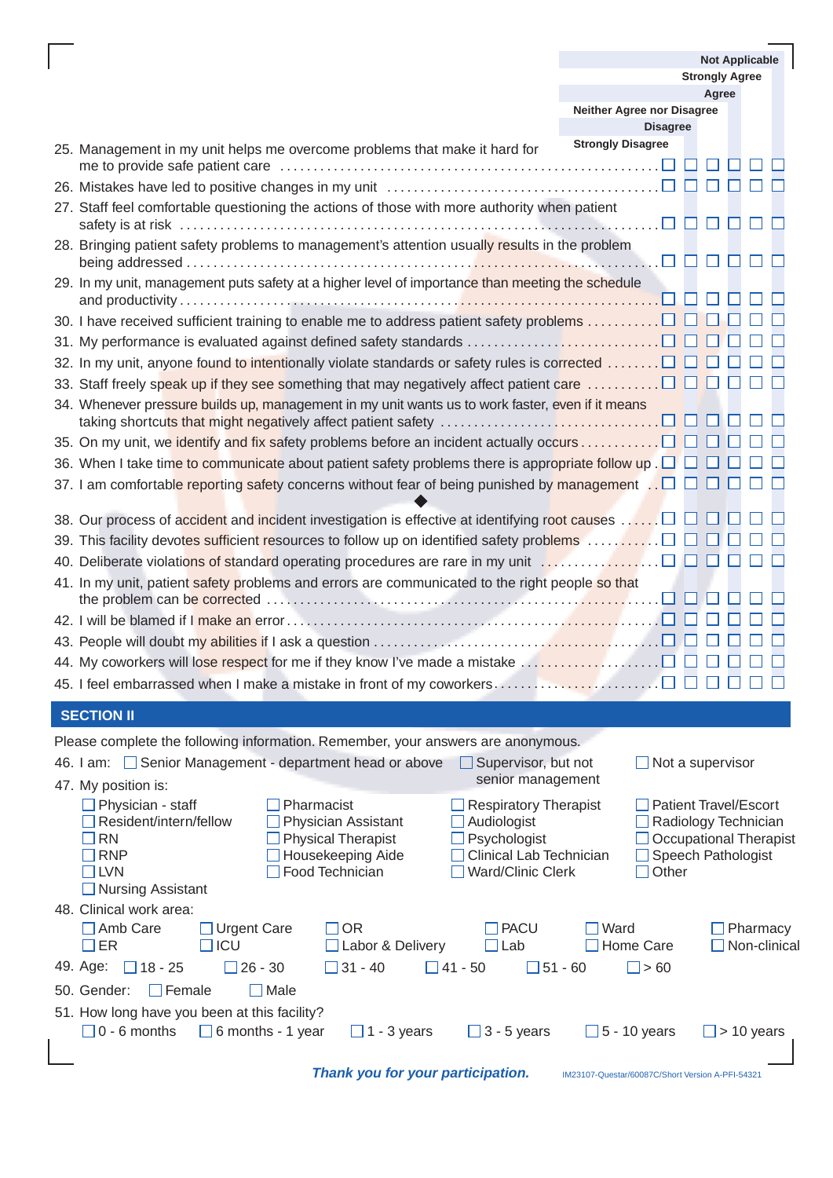| | Strongly Disagree | Disagree | Neither Agree nor Disagree | Agree | Strongly Agree | Not Applicable |
|---|---|---|---|---|---|---|
| 25. Management in my unit helps me overcome problems that make it hard for me to provide safe patient care | ☐ | ☐ | ☐ | ☐ | ☐ | ☐ |
| 26. Mistakes have led to positive changes in my unit | ☐ | ☐ | ☐ | ☐ | ☐ | ☐ |
| 27. Staff feel comfortable questioning the actions of those with more authority when patient safety is at risk | ☐ | ☐ | ☐ | ☐ | ☐ | ☐ |
| 28. Bringing patient safety problems to management's attention usually results in the problem being addressed | ☐ | ☐ | ☐ | ☐ | ☐ | ☐ |
| 29. In my unit, management puts safety at a higher level of importance than meeting the schedule and productivity | ☐ | ☐ | ☐ | ☐ | ☐ | ☐ |
| 30. I have received sufficient training to enable me to address patient safety problems | ☐ | ☐ | ☐ | ☐ | ☐ | ☐ |
| 31. My performance is evaluated against defined safety standards | ☐ | ☐ | ☐ | ☐ | ☐ | ☐ |
| 32. In my unit, anyone found to intentionally violate standards or safety rules is corrected | ☐ | ☐ | ☐ | ☐ | ☐ | ☐ |
| 33. Staff freely speak up if they see something that may negatively affect patient care | ☐ | ☐ | ☐ | ☐ | ☐ | ☐ |
| 34. Whenever pressure builds up, management in my unit wants us to work faster, even if it means taking shortcuts that might negatively affect patient safety | ☐ | ☐ | ☐ | ☐ | ☐ | ☐ |
| 35. On my unit, we identify and fix safety problems before an incident actually occurs | ☐ | ☐ | ☐ | ☐ | ☐ | ☐ |
| 36. When I take time to communicate about patient safety problems there is appropriate follow up | ☐ | ☐ | ☐ | ☐ | ☐ | ☐ |
| 37. I am comfortable reporting safety concerns without fear of being punished by management | ☐ | ☐ | ☐ | ☐ | ☐ | ☐ |
| 38. Our process of accident and incident investigation is effective at identifying root causes | ☐ | ☐ | ☐ | ☐ | ☐ | ☐ |
| 39. This facility devotes sufficient resources to follow up on identified safety problems | ☐ | ☐ | ☐ | ☐ | ☐ | ☐ |
| 40. Deliberate violations of standard operating procedures are rare in my unit | ☐ | ☐ | ☐ | ☐ | ☐ | ☐ |
| 41. In my unit, patient safety problems and errors are communicated to the right people so that the problem can be corrected | ☐ | ☐ | ☐ | ☐ | ☐ | ☐ |
| 42. I will be blamed if I make an error | ☐ | ☐ | ☐ | ☐ | ☐ | ☐ |
| 43. People will doubt my abilities if I ask a question | ☐ | ☐ | ☐ | ☐ | ☐ | ☐ |
| 44. My coworkers will lose respect for me if they know I've made a mistake | ☐ | ☐ | ☐ | ☐ | ☐ | ☐ |
| 45. I feel embarrassed when I make a mistake in front of my coworkers | ☐ | ☐ | ☐ | ☐ | ☐ | ☐ |

## SECTION II

Please complete the following information. Remember, your answers are anonymous.

46. I am: ☐ Senior Management - department head or above ☐ Supervisor, but not senior management ☐ Not a supervisor

47. My position is:

- ☐ Physician - staff
- ☐ Resident/intern/fellow
- ☐ RN
- ☐ RNP
- ☐ LVN
- ☐ Nursing Assistant
- ☐ Pharmacist
- ☐ Physician Assistant
- ☐ Physical Therapist
- ☐ Housekeeping Aide
- ☐ Food Technician
- ☐ Respiratory Therapist
- ☐ Audiologist
- ☐ Psychologist
- ☐ Clinical Lab Technician
- ☐ Ward/Clinic Clerk
- ☐ Patient Travel/Escort
- ☐ Radiology Technician
- ☐ Occupational Therapist
- ☐ Speech Pathologist
- ☐ Other

48. Clinical work area:

- ☐ Amb Care
- ☐ ER
- ☐ Urgent Care
- ☐ ICU
- ☐ OR
- ☐ Labor & Delivery
- ☐ PACU
- ☐ Lab
- ☐ Ward
- ☐ Home Care
- ☐ Pharmacy
- ☐ Non-clinical

49. Age: ☐ 18 - 25 ☐ 26 - 30 ☐ 31 - 40 ☐ 41 - 50 ☐ 51 - 60 ☐ > 60

50. Gender: ☐ Female ☐ Male

51. How long have you been at this facility?

☐ 0 - 6 months ☐ 6 months - 1 year ☐ 1 - 3 years ☐ 3 - 5 years ☐ 5 - 10 years ☐ > 10 years

***Thank you for your participation.***

IM23107-Questar/60087C/Short Version A-PFI-54321